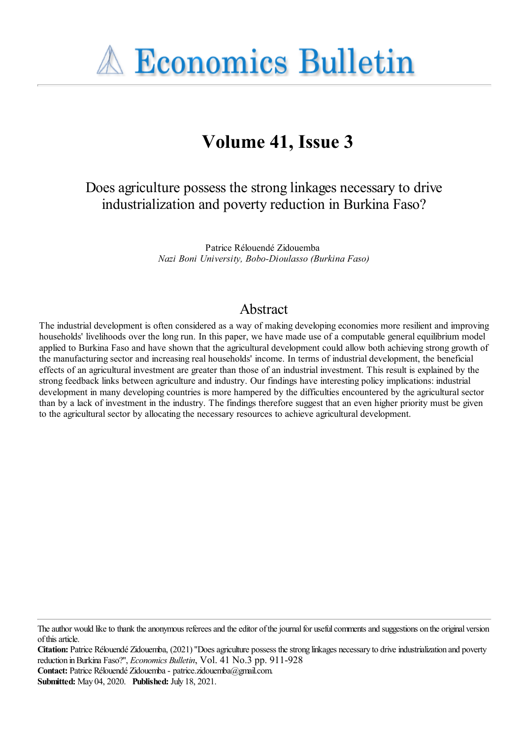# Economics Bulletin

## Volume 41, Issue 3

Does agriculture possess the strong linkages necessary to drive industrialization and poverty reduction in Burkina Faso?

Patrice Rélouendé Zidouemba
*Nazi Boni University, Bobo-Dioulasso (Burkina Faso)*

## Abstract

The industrial development is often considered as a way of making developing economies more resilient and improving households' livelihoods over the long run. In this paper, we have made use of a computable general equilibrium model applied to Burkina Faso and have shown that the agricultural development could allow both achieving strong growth of the manufacturing sector and increasing real households' income. In terms of industrial development, the beneficial effects of an agricultural investment are greater than those of an industrial investment. This result is explained by the strong feedback links between agriculture and industry. Our findings have interesting policy implications: industrial development in many developing countries is more hampered by the difficulties encountered by the agricultural sector than by a lack of investment in the industry. The findings therefore suggest that an even higher priority must be given to the agricultural sector by allocating the necessary resources to achieve agricultural development.

---

The author would like to thank the anonymous referees and the editor of the journal for useful comments and suggestions on the original version of this article.

**Citation:** Patrice Rélouendé Zidouemba, (2021) "Does agriculture possess the strong linkages necessary to drive industrialization and poverty reduction in Burkina Faso?", *Economics Bulletin*, Vol. 41 No.3 pp. 911-928

**Contact:** Patrice Rélouendé Zidouemba - patrice.zidouemba@gmail.com.

**Submitted:** May 04, 2020. **Published:** July 18, 2021.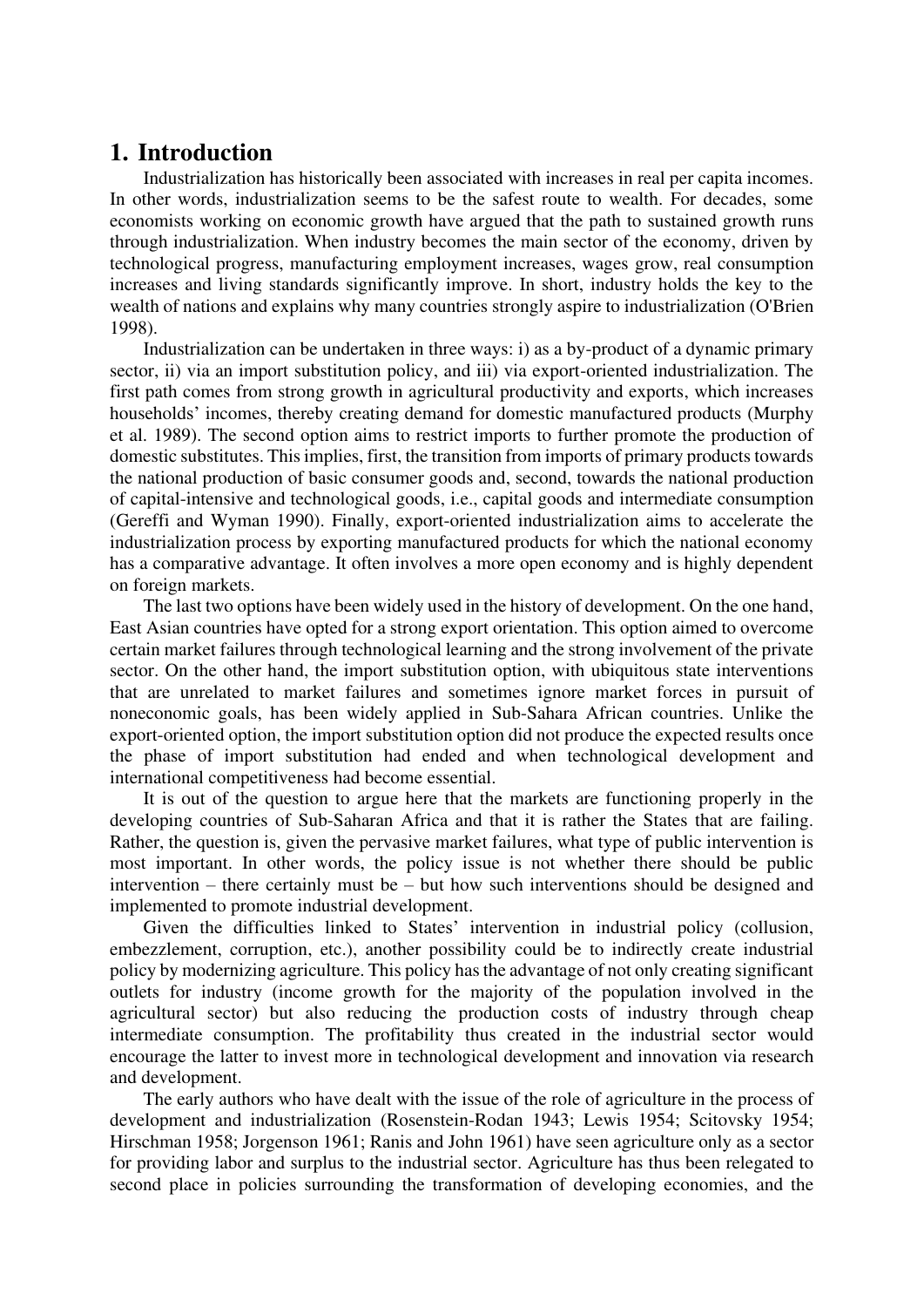# 1. Introduction

Industrialization has historically been associated with increases in real per capita incomes. In other words, industrialization seems to be the safest route to wealth. For decades, some economists working on economic growth have argued that the path to sustained growth runs through industrialization. When industry becomes the main sector of the economy, driven by technological progress, manufacturing employment increases, wages grow, real consumption increases and living standards significantly improve. In short, industry holds the key to the wealth of nations and explains why many countries strongly aspire to industrialization (O'Brien 1998).

Industrialization can be undertaken in three ways: i) as a by-product of a dynamic primary sector, ii) via an import substitution policy, and iii) via export-oriented industrialization. The first path comes from strong growth in agricultural productivity and exports, which increases households' incomes, thereby creating demand for domestic manufactured products (Murphy et al. 1989). The second option aims to restrict imports to further promote the production of domestic substitutes. This implies, first, the transition from imports of primary products towards the national production of basic consumer goods and, second, towards the national production of capital-intensive and technological goods, i.e., capital goods and intermediate consumption (Gereffi and Wyman 1990). Finally, export-oriented industrialization aims to accelerate the industrialization process by exporting manufactured products for which the national economy has a comparative advantage. It often involves a more open economy and is highly dependent on foreign markets.

The last two options have been widely used in the history of development. On the one hand, East Asian countries have opted for a strong export orientation. This option aimed to overcome certain market failures through technological learning and the strong involvement of the private sector. On the other hand, the import substitution option, with ubiquitous state interventions that are unrelated to market failures and sometimes ignore market forces in pursuit of noneconomic goals, has been widely applied in Sub-Sahara African countries. Unlike the export-oriented option, the import substitution option did not produce the expected results once the phase of import substitution had ended and when technological development and international competitiveness had become essential.

It is out of the question to argue here that the markets are functioning properly in the developing countries of Sub-Saharan Africa and that it is rather the States that are failing. Rather, the question is, given the pervasive market failures, what type of public intervention is most important. In other words, the policy issue is not whether there should be public intervention – there certainly must be – but how such interventions should be designed and implemented to promote industrial development.

Given the difficulties linked to States' intervention in industrial policy (collusion, embezzlement, corruption, etc.), another possibility could be to indirectly create industrial policy by modernizing agriculture. This policy has the advantage of not only creating significant outlets for industry (income growth for the majority of the population involved in the agricultural sector) but also reducing the production costs of industry through cheap intermediate consumption. The profitability thus created in the industrial sector would encourage the latter to invest more in technological development and innovation via research and development.

The early authors who have dealt with the issue of the role of agriculture in the process of development and industrialization (Rosenstein-Rodan 1943; Lewis 1954; Scitovsky 1954; Hirschman 1958; Jorgenson 1961; Ranis and John 1961) have seen agriculture only as a sector for providing labor and surplus to the industrial sector. Agriculture has thus been relegated to second place in policies surrounding the transformation of developing economies, and the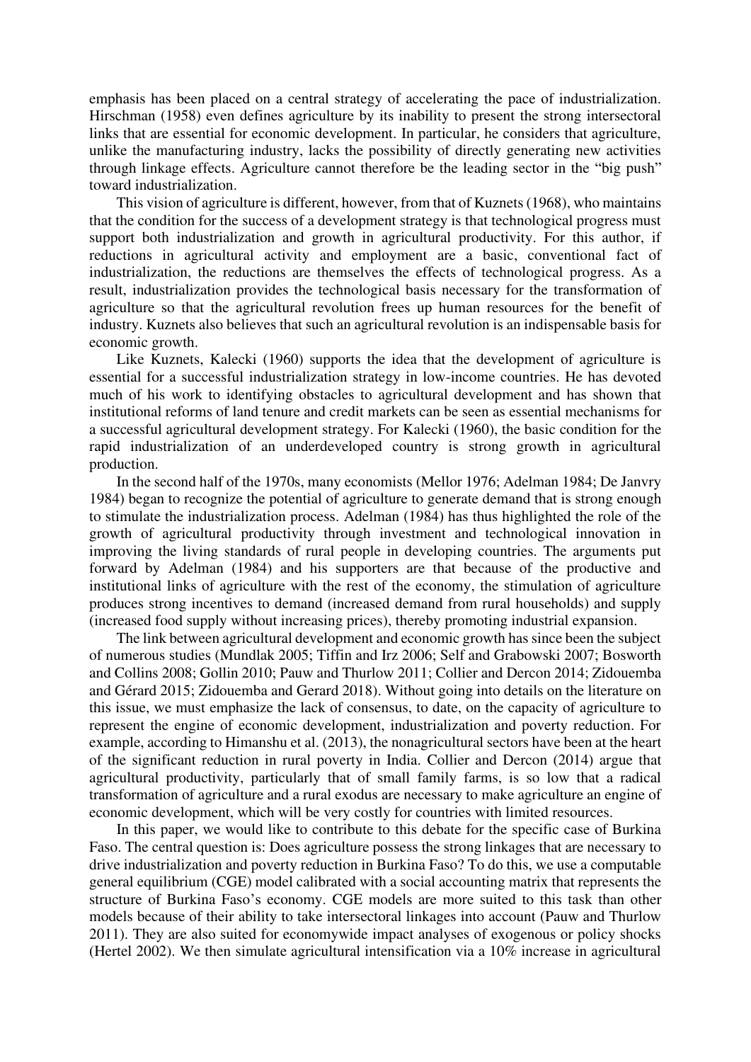emphasis has been placed on a central strategy of accelerating the pace of industrialization. Hirschman (1958) even defines agriculture by its inability to present the strong intersectoral links that are essential for economic development. In particular, he considers that agriculture, unlike the manufacturing industry, lacks the possibility of directly generating new activities through linkage effects. Agriculture cannot therefore be the leading sector in the "big push" toward industrialization.

This vision of agriculture is different, however, from that of Kuznets (1968), who maintains that the condition for the success of a development strategy is that technological progress must support both industrialization and growth in agricultural productivity. For this author, if reductions in agricultural activity and employment are a basic, conventional fact of industrialization, the reductions are themselves the effects of technological progress. As a result, industrialization provides the technological basis necessary for the transformation of agriculture so that the agricultural revolution frees up human resources for the benefit of industry. Kuznets also believes that such an agricultural revolution is an indispensable basis for economic growth.

Like Kuznets, Kalecki (1960) supports the idea that the development of agriculture is essential for a successful industrialization strategy in low-income countries. He has devoted much of his work to identifying obstacles to agricultural development and has shown that institutional reforms of land tenure and credit markets can be seen as essential mechanisms for a successful agricultural development strategy. For Kalecki (1960), the basic condition for the rapid industrialization of an underdeveloped country is strong growth in agricultural production.

In the second half of the 1970s, many economists (Mellor 1976; Adelman 1984; De Janvry 1984) began to recognize the potential of agriculture to generate demand that is strong enough to stimulate the industrialization process. Adelman (1984) has thus highlighted the role of the growth of agricultural productivity through investment and technological innovation in improving the living standards of rural people in developing countries. The arguments put forward by Adelman (1984) and his supporters are that because of the productive and institutional links of agriculture with the rest of the economy, the stimulation of agriculture produces strong incentives to demand (increased demand from rural households) and supply (increased food supply without increasing prices), thereby promoting industrial expansion.

The link between agricultural development and economic growth has since been the subject of numerous studies (Mundlak 2005; Tiffin and Irz 2006; Self and Grabowski 2007; Bosworth and Collins 2008; Gollin 2010; Pauw and Thurlow 2011; Collier and Dercon 2014; Zidouemba and Gérard 2015; Zidouemba and Gerard 2018). Without going into details on the literature on this issue, we must emphasize the lack of consensus, to date, on the capacity of agriculture to represent the engine of economic development, industrialization and poverty reduction. For example, according to Himanshu et al. (2013), the nonagricultural sectors have been at the heart of the significant reduction in rural poverty in India. Collier and Dercon (2014) argue that agricultural productivity, particularly that of small family farms, is so low that a radical transformation of agriculture and a rural exodus are necessary to make agriculture an engine of economic development, which will be very costly for countries with limited resources.

In this paper, we would like to contribute to this debate for the specific case of Burkina Faso. The central question is: Does agriculture possess the strong linkages that are necessary to drive industrialization and poverty reduction in Burkina Faso? To do this, we use a computable general equilibrium (CGE) model calibrated with a social accounting matrix that represents the structure of Burkina Faso's economy. CGE models are more suited to this task than other models because of their ability to take intersectoral linkages into account (Pauw and Thurlow 2011). They are also suited for economywide impact analyses of exogenous or policy shocks (Hertel 2002). We then simulate agricultural intensification via a 10% increase in agricultural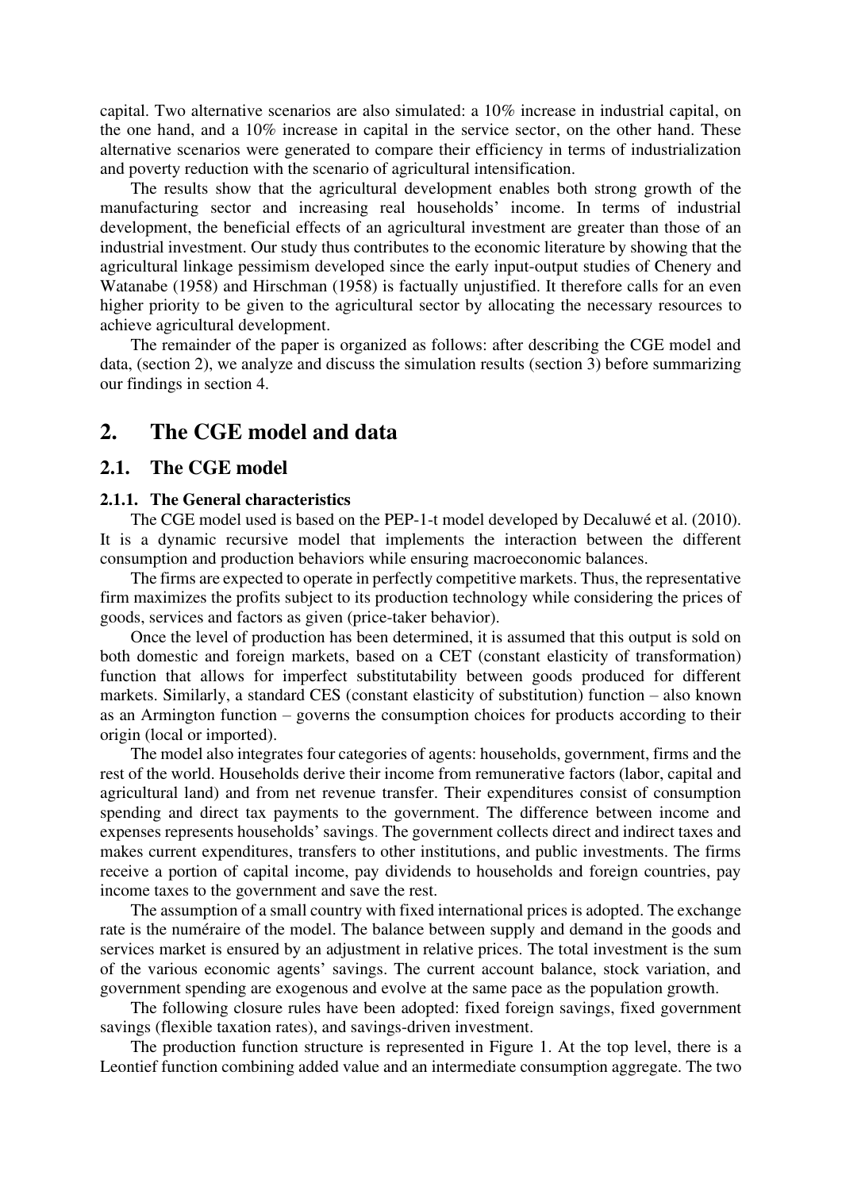capital. Two alternative scenarios are also simulated: a 10% increase in industrial capital, on the one hand, and a 10% increase in capital in the service sector, on the other hand. These alternative scenarios were generated to compare their efficiency in terms of industrialization and poverty reduction with the scenario of agricultural intensification.

The results show that the agricultural development enables both strong growth of the manufacturing sector and increasing real households' income. In terms of industrial development, the beneficial effects of an agricultural investment are greater than those of an industrial investment. Our study thus contributes to the economic literature by showing that the agricultural linkage pessimism developed since the early input-output studies of Chenery and Watanabe (1958) and Hirschman (1958) is factually unjustified. It therefore calls for an even higher priority to be given to the agricultural sector by allocating the necessary resources to achieve agricultural development.

The remainder of the paper is organized as follows: after describing the CGE model and data, (section 2), we analyze and discuss the simulation results (section 3) before summarizing our findings in section 4.

# 2. The CGE model and data

## 2.1. The CGE model

### 2.1.1. The General characteristics

The CGE model used is based on the PEP-1-t model developed by Decaluwé et al. (2010). It is a dynamic recursive model that implements the interaction between the different consumption and production behaviors while ensuring macroeconomic balances.

The firms are expected to operate in perfectly competitive markets. Thus, the representative firm maximizes the profits subject to its production technology while considering the prices of goods, services and factors as given (price-taker behavior).

Once the level of production has been determined, it is assumed that this output is sold on both domestic and foreign markets, based on a CET (constant elasticity of transformation) function that allows for imperfect substitutability between goods produced for different markets. Similarly, a standard CES (constant elasticity of substitution) function – also known as an Armington function – governs the consumption choices for products according to their origin (local or imported).

The model also integrates four categories of agents: households, government, firms and the rest of the world. Households derive their income from remunerative factors (labor, capital and agricultural land) and from net revenue transfer. Their expenditures consist of consumption spending and direct tax payments to the government. The difference between income and expenses represents households' savings. The government collects direct and indirect taxes and makes current expenditures, transfers to other institutions, and public investments. The firms receive a portion of capital income, pay dividends to households and foreign countries, pay income taxes to the government and save the rest.

The assumption of a small country with fixed international prices is adopted. The exchange rate is the numéraire of the model. The balance between supply and demand in the goods and services market is ensured by an adjustment in relative prices. The total investment is the sum of the various economic agents' savings. The current account balance, stock variation, and government spending are exogenous and evolve at the same pace as the population growth.

The following closure rules have been adopted: fixed foreign savings, fixed government savings (flexible taxation rates), and savings-driven investment.

The production function structure is represented in Figure 1. At the top level, there is a Leontief function combining added value and an intermediate consumption aggregate. The two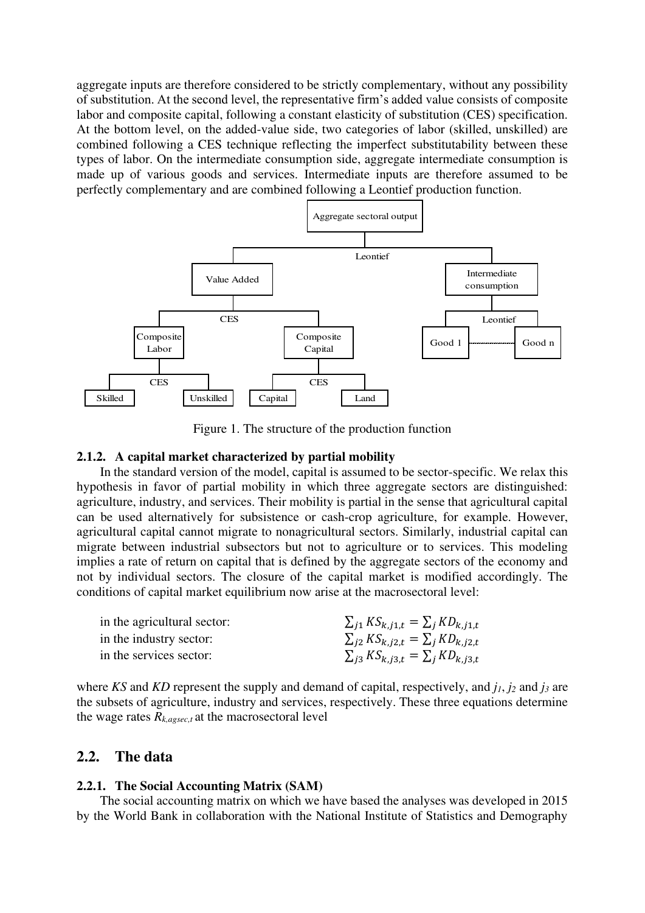aggregate inputs are therefore considered to be strictly complementary, without any possibility of substitution. At the second level, the representative firm's added value consists of composite labor and composite capital, following a constant elasticity of substitution (CES) specification. At the bottom level, on the added-value side, two categories of labor (skilled, unskilled) are combined following a CES technique reflecting the imperfect substitutability between these types of labor. On the intermediate consumption side, aggregate intermediate consumption is made up of various goods and services. Intermediate inputs are therefore assumed to be perfectly complementary and are combined following a Leontief production function.

Figure 1. The structure of the production function

### 2.1.2. A capital market characterized by partial mobility

In the standard version of the model, capital is assumed to be sector-specific. We relax this hypothesis in favor of partial mobility in which three aggregate sectors are distinguished: agriculture, industry, and services. Their mobility is partial in the sense that agricultural capital can be used alternatively for subsistence or cash-crop agriculture, for example. However, agricultural capital cannot migrate to nonagricultural sectors. Similarly, industrial capital can migrate between industrial subsectors but not to agriculture or to services. This modeling implies a rate of return on capital that is defined by the aggregate sectors of the economy and not by individual sectors. The closure of the capital market is modified accordingly. The conditions of capital market equilibrium now arise at the macrosectoral level:

in the agricultural sector: $\sum_{j1} KS_{k,j1,t} = \sum_{j} KD_{k,j1,t}$

in the industry sector: $\sum_{j2} KS_{k,j2,t} = \sum_{j} KD_{k,j2,t}$

in the services sector: $\sum_{j3} KS_{k,j3,t} = \sum_{j} KD_{k,j3,t}$

where *KS* and *KD* represent the supply and demand of capital, respectively, and $j_1$, $j_2$ and $j_3$ are the subsets of agriculture, industry and services, respectively. These three equations determine the wage rates $R_{k,agsec,t}$ at the macrosectoral level

## 2.2. The data

### 2.2.1. The Social Accounting Matrix (SAM)

The social accounting matrix on which we have based the analyses was developed in 2015 by the World Bank in collaboration with the National Institute of Statistics and Demography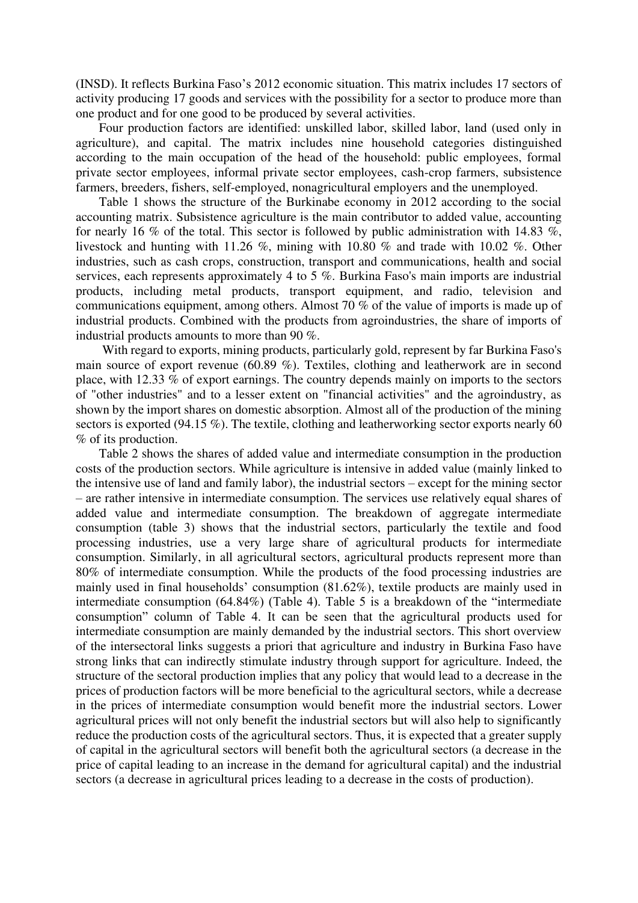(INSD). It reflects Burkina Faso's 2012 economic situation. This matrix includes 17 sectors of activity producing 17 goods and services with the possibility for a sector to produce more than one product and for one good to be produced by several activities.

Four production factors are identified: unskilled labor, skilled labor, land (used only in agriculture), and capital. The matrix includes nine household categories distinguished according to the main occupation of the head of the household: public employees, formal private sector employees, informal private sector employees, cash-crop farmers, subsistence farmers, breeders, fishers, self-employed, nonagricultural employers and the unemployed.

Table 1 shows the structure of the Burkinabe economy in 2012 according to the social accounting matrix. Subsistence agriculture is the main contributor to added value, accounting for nearly 16 % of the total. This sector is followed by public administration with 14.83 %, livestock and hunting with 11.26 %, mining with 10.80 % and trade with 10.02 %. Other industries, such as cash crops, construction, transport and communications, health and social services, each represents approximately 4 to 5 %. Burkina Faso's main imports are industrial products, including metal products, transport equipment, and radio, television and communications equipment, among others. Almost 70 % of the value of imports is made up of industrial products. Combined with the products from agroindustries, the share of imports of industrial products amounts to more than 90 %.

With regard to exports, mining products, particularly gold, represent by far Burkina Faso's main source of export revenue (60.89 %). Textiles, clothing and leatherwork are in second place, with 12.33 % of export earnings. The country depends mainly on imports to the sectors of "other industries" and to a lesser extent on "financial activities" and the agroindustry, as shown by the import shares on domestic absorption. Almost all of the production of the mining sectors is exported (94.15 %). The textile, clothing and leatherworking sector exports nearly 60 % of its production.

Table 2 shows the shares of added value and intermediate consumption in the production costs of the production sectors. While agriculture is intensive in added value (mainly linked to the intensive use of land and family labor), the industrial sectors – except for the mining sector – are rather intensive in intermediate consumption. The services use relatively equal shares of added value and intermediate consumption. The breakdown of aggregate intermediate consumption (table 3) shows that the industrial sectors, particularly the textile and food processing industries, use a very large share of agricultural products for intermediate consumption. Similarly, in all agricultural sectors, agricultural products represent more than 80% of intermediate consumption. While the products of the food processing industries are mainly used in final households' consumption (81.62%), textile products are mainly used in intermediate consumption (64.84%) (Table 4). Table 5 is a breakdown of the "intermediate consumption" column of Table 4. It can be seen that the agricultural products used for intermediate consumption are mainly demanded by the industrial sectors. This short overview of the intersectoral links suggests a priori that agriculture and industry in Burkina Faso have strong links that can indirectly stimulate industry through support for agriculture. Indeed, the structure of the sectoral production implies that any policy that would lead to a decrease in the prices of production factors will be more beneficial to the agricultural sectors, while a decrease in the prices of intermediate consumption would benefit more the industrial sectors. Lower agricultural prices will not only benefit the industrial sectors but will also help to significantly reduce the production costs of the agricultural sectors. Thus, it is expected that a greater supply of capital in the agricultural sectors will benefit both the agricultural sectors (a decrease in the price of capital leading to an increase in the demand for agricultural capital) and the industrial sectors (a decrease in agricultural prices leading to a decrease in the costs of production).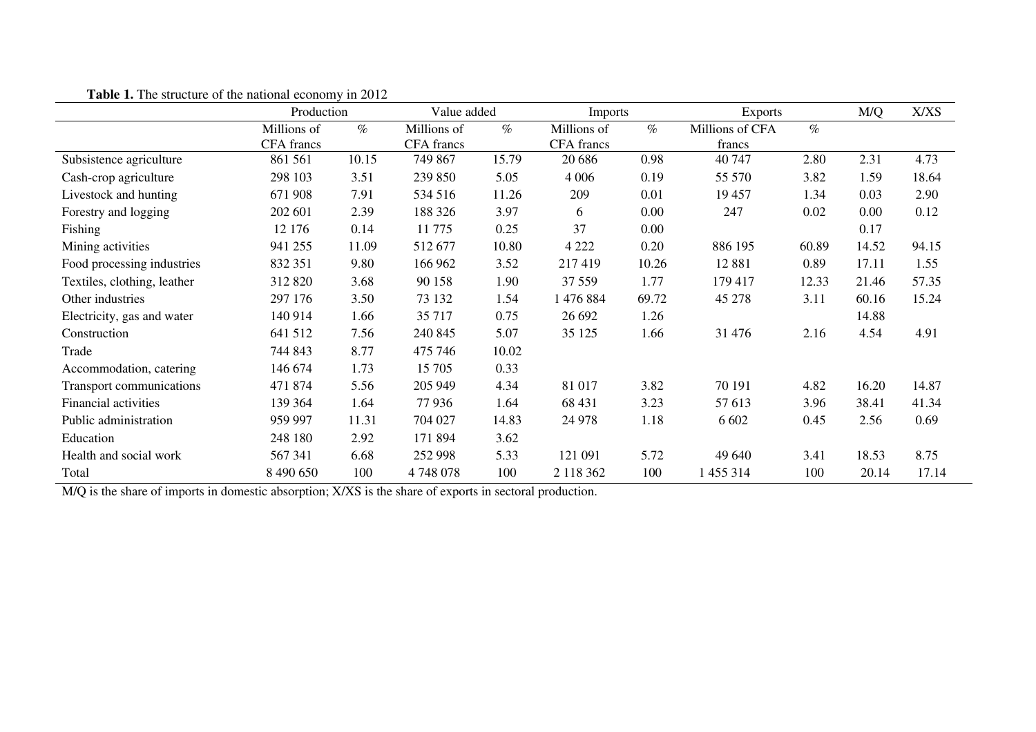**Table 1.** The structure of the national economy in 2012

| | Production | | Value added | | Imports | | Exports | | M/Q | X/XS |
|---|---|---|---|---|---|---|---|---|---|---|
| | Millions of CFA francs | % | Millions of CFA francs | % | Millions of CFA francs | % | Millions of CFA francs | % | | |
| Subsistence agriculture | 861 561 | 10.15 | 749 867 | 15.79 | 20 686 | 0.98 | 40 747 | 2.80 | 2.31 | 4.73 |
| Cash-crop agriculture | 298 103 | 3.51 | 239 850 | 5.05 | 4 006 | 0.19 | 55 570 | 3.82 | 1.59 | 18.64 |
| Livestock and hunting | 671 908 | 7.91 | 534 516 | 11.26 | 209 | 0.01 | 19 457 | 1.34 | 0.03 | 2.90 |
| Forestry and logging | 202 601 | 2.39 | 188 326 | 3.97 | 6 | 0.00 | 247 | 0.02 | 0.00 | 0.12 |
| Fishing | 12 176 | 0.14 | 11 775 | 0.25 | 37 | 0.00 | | | 0.17 | |
| Mining activities | 941 255 | 11.09 | 512 677 | 10.80 | 4 222 | 0.20 | 886 195 | 60.89 | 14.52 | 94.15 |
| Food processing industries | 832 351 | 9.80 | 166 962 | 3.52 | 217 419 | 10.26 | 12 881 | 0.89 | 17.11 | 1.55 |
| Textiles, clothing, leather | 312 820 | 3.68 | 90 158 | 1.90 | 37 559 | 1.77 | 179 417 | 12.33 | 21.46 | 57.35 |
| Other industries | 297 176 | 3.50 | 73 132 | 1.54 | 1 476 884 | 69.72 | 45 278 | 3.11 | 60.16 | 15.24 |
| Electricity, gas and water | 140 914 | 1.66 | 35 717 | 0.75 | 26 692 | 1.26 | | | 14.88 | |
| Construction | 641 512 | 7.56 | 240 845 | 5.07 | 35 125 | 1.66 | 31 476 | 2.16 | 4.54 | 4.91 |
| Trade | 744 843 | 8.77 | 475 746 | 10.02 | | | | | | |
| Accommodation, catering | 146 674 | 1.73 | 15 705 | 0.33 | | | | | | |
| Transport communications | 471 874 | 5.56 | 205 949 | 4.34 | 81 017 | 3.82 | 70 191 | 4.82 | 16.20 | 14.87 |
| Financial activities | 139 364 | 1.64 | 77 936 | 1.64 | 68 431 | 3.23 | 57 613 | 3.96 | 38.41 | 41.34 |
| Public administration | 959 997 | 11.31 | 704 027 | 14.83 | 24 978 | 1.18 | 6 602 | 0.45 | 2.56 | 0.69 |
| Education | 248 180 | 2.92 | 171 894 | 3.62 | | | | | | |
| Health and social work | 567 341 | 6.68 | 252 998 | 5.33 | 121 091 | 5.72 | 49 640 | 3.41 | 18.53 | 8.75 |
| Total | 8 490 650 | 100 | 4 748 078 | 100 | 2 118 362 | 100 | 1 455 314 | 100 | 20.14 | 17.14 |

M/Q is the share of imports in domestic absorption; X/XS is the share of exports in sectoral production.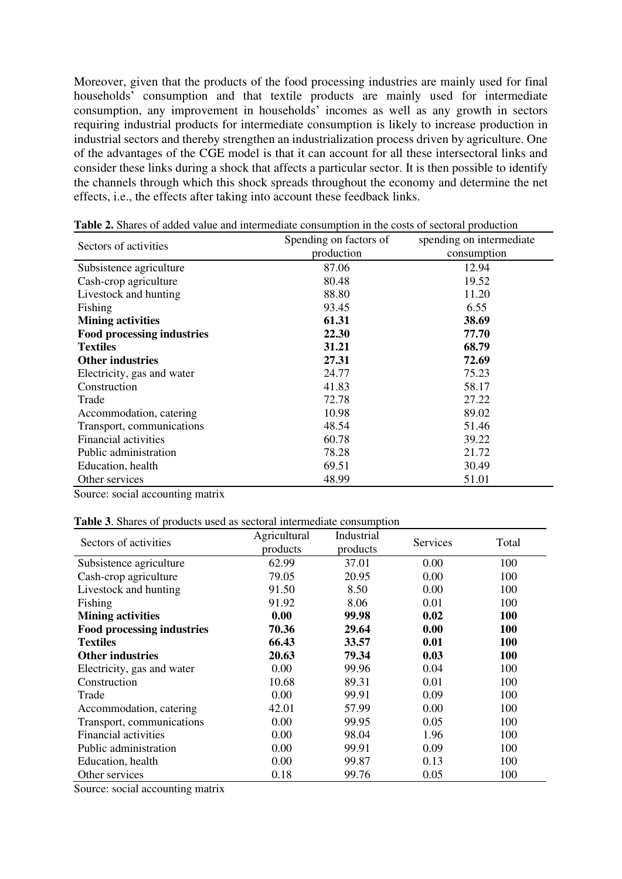Moreover, given that the products of the food processing industries are mainly used for final households' consumption and that textile products are mainly used for intermediate consumption, any improvement in households' incomes as well as any growth in sectors requiring industrial products for intermediate consumption is likely to increase production in industrial sectors and thereby strengthen an industrialization process driven by agriculture. One of the advantages of the CGE model is that it can account for all these intersectoral links and consider these links during a shock that affects a particular sector. It is then possible to identify the channels through which this shock spreads throughout the economy and determine the net effects, i.e., the effects after taking into account these feedback links.

**Table 2.** Shares of added value and intermediate consumption in the costs of sectoral production

| Sectors of activities | Spending on factors of production | spending on intermediate consumption |
|---|---|---|
| Subsistence agriculture | 87.06 | 12.94 |
| Cash-crop agriculture | 80.48 | 19.52 |
| Livestock and hunting | 88.80 | 11.20 |
| Fishing | 93.45 | 6.55 |
| **Mining activities** | **61.31** | **38.69** |
| **Food processing industries** | **22.30** | **77.70** |
| **Textiles** | **31.21** | **68.79** |
| **Other industries** | **27.31** | **72.69** |
| Electricity, gas and water | 24.77 | 75.23 |
| Construction | 41.83 | 58.17 |
| Trade | 72.78 | 27.22 |
| Accommodation, catering | 10.98 | 89.02 |
| Transport, communications | 48.54 | 51.46 |
| Financial activities | 60.78 | 39.22 |
| Public administration | 78.28 | 21.72 |
| Education, health | 69.51 | 30.49 |
| Other services | 48.99 | 51.01 |

Source: social accounting matrix

**Table 3**. Shares of products used as sectoral intermediate consumption

| Sectors of activities | Agricultural products | Industrial products | Services | Total |
|---|---|---|---|---|
| Subsistence agriculture | 62.99 | 37.01 | 0.00 | 100 |
| Cash-crop agriculture | 79.05 | 20.95 | 0.00 | 100 |
| Livestock and hunting | 91.50 | 8.50 | 0.00 | 100 |
| Fishing | 91.92 | 8.06 | 0.01 | 100 |
| **Mining activities** | **0.00** | **99.98** | **0.02** | **100** |
| **Food processing industries** | **70.36** | **29.64** | **0.00** | **100** |
| **Textiles** | **66.43** | **33.57** | **0.01** | **100** |
| **Other industries** | **20.63** | **79.34** | **0.03** | **100** |
| Electricity, gas and water | 0.00 | 99.96 | 0.04 | 100 |
| Construction | 10.68 | 89.31 | 0.01 | 100 |
| Trade | 0.00 | 99.91 | 0.09 | 100 |
| Accommodation, catering | 42.01 | 57.99 | 0.00 | 100 |
| Transport, communications | 0.00 | 99.95 | 0.05 | 100 |
| Financial activities | 0.00 | 98.04 | 1.96 | 100 |
| Public administration | 0.00 | 99.91 | 0.09 | 100 |
| Education, health | 0.00 | 99.87 | 0.13 | 100 |
| Other services | 0.18 | 99.76 | 0.05 | 100 |

Source: social accounting matrix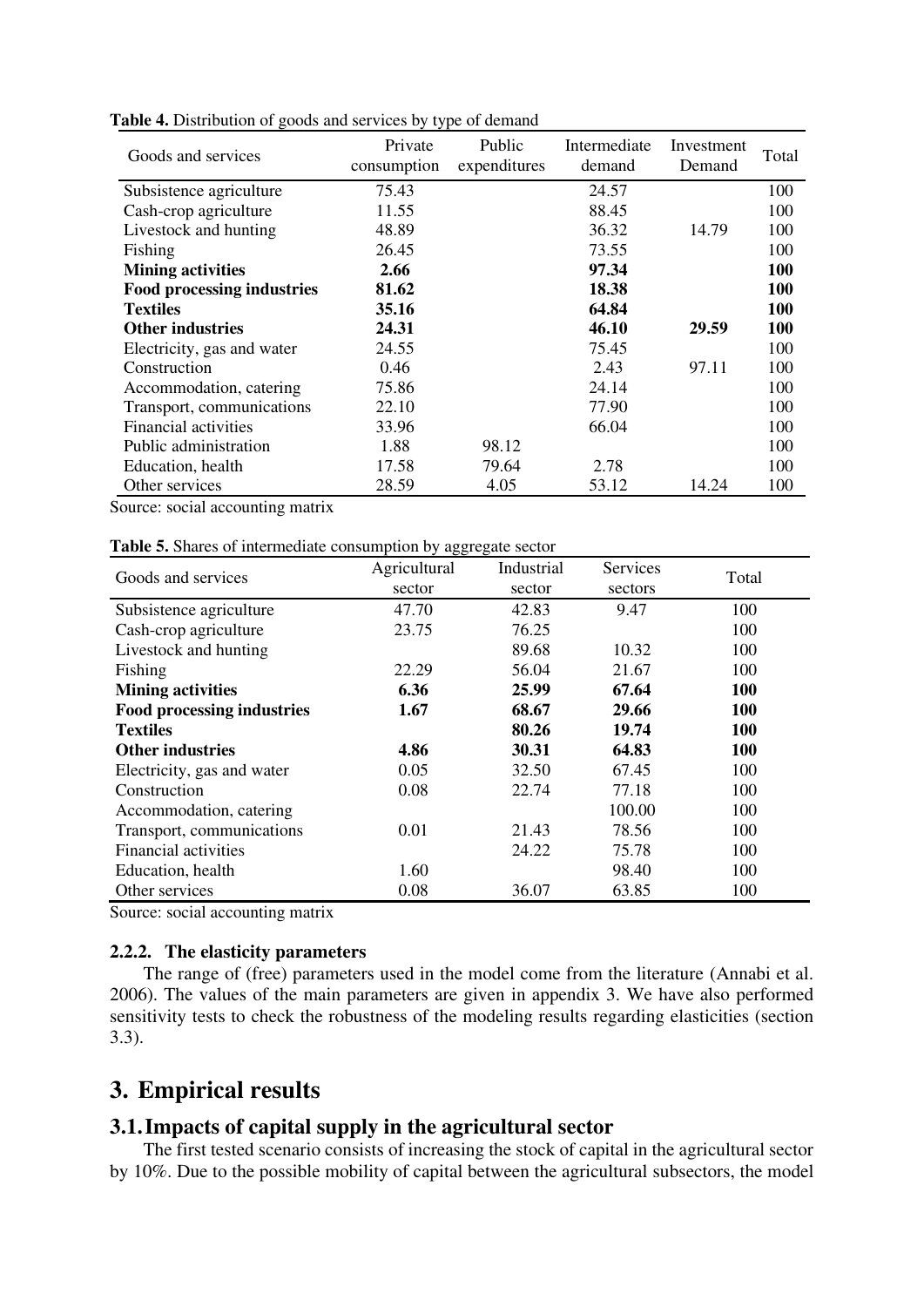**Table 4.** Distribution of goods and services by type of demand

| Goods and services | Private consumption | Public expenditures | Intermediate demand | Investment Demand | Total |
|---|---|---|---|---|---|
| Subsistence agriculture | 75.43 | | 24.57 | | 100 |
| Cash-crop agriculture | 11.55 | | 88.45 | | 100 |
| Livestock and hunting | 48.89 | | 36.32 | 14.79 | 100 |
| Fishing | 26.45 | | 73.55 | | 100 |
| **Mining activities** | **2.66** | | **97.34** | | **100** |
| **Food processing industries** | **81.62** | | **18.38** | | **100** |
| **Textiles** | **35.16** | | **64.84** | | **100** |
| **Other industries** | **24.31** | | **46.10** | **29.59** | **100** |
| Electricity, gas and water | 24.55 | | 75.45 | | 100 |
| Construction | 0.46 | | 2.43 | 97.11 | 100 |
| Accommodation, catering | 75.86 | | 24.14 | | 100 |
| Transport, communications | 22.10 | | 77.90 | | 100 |
| Financial activities | 33.96 | | 66.04 | | 100 |
| Public administration | 1.88 | 98.12 | | | 100 |
| Education, health | 17.58 | 79.64 | 2.78 | | 100 |
| Other services | 28.59 | 4.05 | 53.12 | 14.24 | 100 |

Source: social accounting matrix

**Table 5.** Shares of intermediate consumption by aggregate sector

| Goods and services | Agricultural sector | Industrial sector | Services sectors | Total |
|---|---|---|---|---|
| Subsistence agriculture | 47.70 | 42.83 | 9.47 | 100 |
| Cash-crop agriculture | 23.75 | 76.25 | | 100 |
| Livestock and hunting | | 89.68 | 10.32 | 100 |
| Fishing | 22.29 | 56.04 | 21.67 | 100 |
| **Mining activities** | **6.36** | **25.99** | **67.64** | **100** |
| **Food processing industries** | **1.67** | **68.67** | **29.66** | **100** |
| **Textiles** | | **80.26** | **19.74** | **100** |
| **Other industries** | **4.86** | **30.31** | **64.83** | **100** |
| Electricity, gas and water | 0.05 | 32.50 | 67.45 | 100 |
| Construction | 0.08 | 22.74 | 77.18 | 100 |
| Accommodation, catering | | | 100.00 | 100 |
| Transport, communications | 0.01 | 21.43 | 78.56 | 100 |
| Financial activities | | 24.22 | 75.78 | 100 |
| Education, health | 1.60 | | 98.40 | 100 |
| Other services | 0.08 | 36.07 | 63.85 | 100 |

Source: social accounting matrix

### 2.2.2. The elasticity parameters

The range of (free) parameters used in the model come from the literature (Annabi et al. 2006). The values of the main parameters are given in appendix 3. We have also performed sensitivity tests to check the robustness of the modeling results regarding elasticities (section 3.3).

# 3. Empirical results

## 3.1. Impacts of capital supply in the agricultural sector

The first tested scenario consists of increasing the stock of capital in the agricultural sector by 10%. Due to the possible mobility of capital between the agricultural subsectors, the model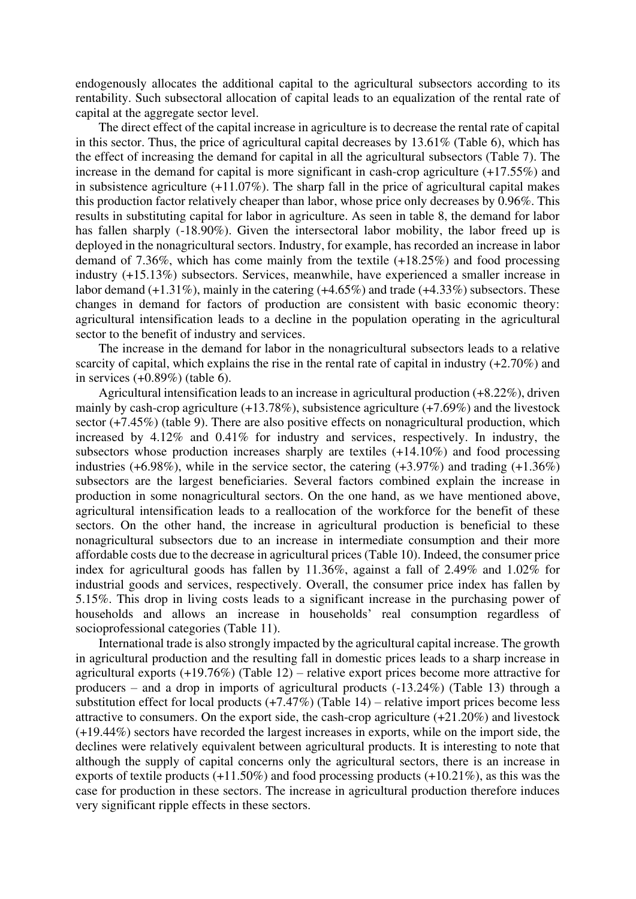endogenously allocates the additional capital to the agricultural subsectors according to its rentability. Such subsectoral allocation of capital leads to an equalization of the rental rate of capital at the aggregate sector level.

The direct effect of the capital increase in agriculture is to decrease the rental rate of capital in this sector. Thus, the price of agricultural capital decreases by 13.61% (Table 6), which has the effect of increasing the demand for capital in all the agricultural subsectors (Table 7). The increase in the demand for capital is more significant in cash-crop agriculture (+17.55%) and in subsistence agriculture (+11.07%). The sharp fall in the price of agricultural capital makes this production factor relatively cheaper than labor, whose price only decreases by 0.96%. This results in substituting capital for labor in agriculture. As seen in table 8, the demand for labor has fallen sharply (-18.90%). Given the intersectoral labor mobility, the labor freed up is deployed in the nonagricultural sectors. Industry, for example, has recorded an increase in labor demand of 7.36%, which has come mainly from the textile (+18.25%) and food processing industry (+15.13%) subsectors. Services, meanwhile, have experienced a smaller increase in labor demand (+1.31%), mainly in the catering (+4.65%) and trade (+4.33%) subsectors. These changes in demand for factors of production are consistent with basic economic theory: agricultural intensification leads to a decline in the population operating in the agricultural sector to the benefit of industry and services.

The increase in the demand for labor in the nonagricultural subsectors leads to a relative scarcity of capital, which explains the rise in the rental rate of capital in industry (+2.70%) and in services (+0.89%) (table 6).

Agricultural intensification leads to an increase in agricultural production (+8.22%), driven mainly by cash-crop agriculture (+13.78%), subsistence agriculture (+7.69%) and the livestock sector (+7.45%) (table 9). There are also positive effects on nonagricultural production, which increased by 4.12% and 0.41% for industry and services, respectively. In industry, the subsectors whose production increases sharply are textiles (+14.10%) and food processing industries (+6.98%), while in the service sector, the catering (+3.97%) and trading (+1.36%) subsectors are the largest beneficiaries. Several factors combined explain the increase in production in some nonagricultural sectors. On the one hand, as we have mentioned above, agricultural intensification leads to a reallocation of the workforce for the benefit of these sectors. On the other hand, the increase in agricultural production is beneficial to these nonagricultural subsectors due to an increase in intermediate consumption and their more affordable costs due to the decrease in agricultural prices (Table 10). Indeed, the consumer price index for agricultural goods has fallen by 11.36%, against a fall of 2.49% and 1.02% for industrial goods and services, respectively. Overall, the consumer price index has fallen by 5.15%. This drop in living costs leads to a significant increase in the purchasing power of households and allows an increase in households' real consumption regardless of socioprofessional categories (Table 11).

International trade is also strongly impacted by the agricultural capital increase. The growth in agricultural production and the resulting fall in domestic prices leads to a sharp increase in agricultural exports (+19.76%) (Table 12) – relative export prices become more attractive for producers – and a drop in imports of agricultural products (-13.24%) (Table 13) through a substitution effect for local products (+7.47%) (Table 14) – relative import prices become less attractive to consumers. On the export side, the cash-crop agriculture (+21.20%) and livestock (+19.44%) sectors have recorded the largest increases in exports, while on the import side, the declines were relatively equivalent between agricultural products. It is interesting to note that although the supply of capital concerns only the agricultural sectors, there is an increase in exports of textile products (+11.50%) and food processing products (+10.21%), as this was the case for production in these sectors. The increase in agricultural production therefore induces very significant ripple effects in these sectors.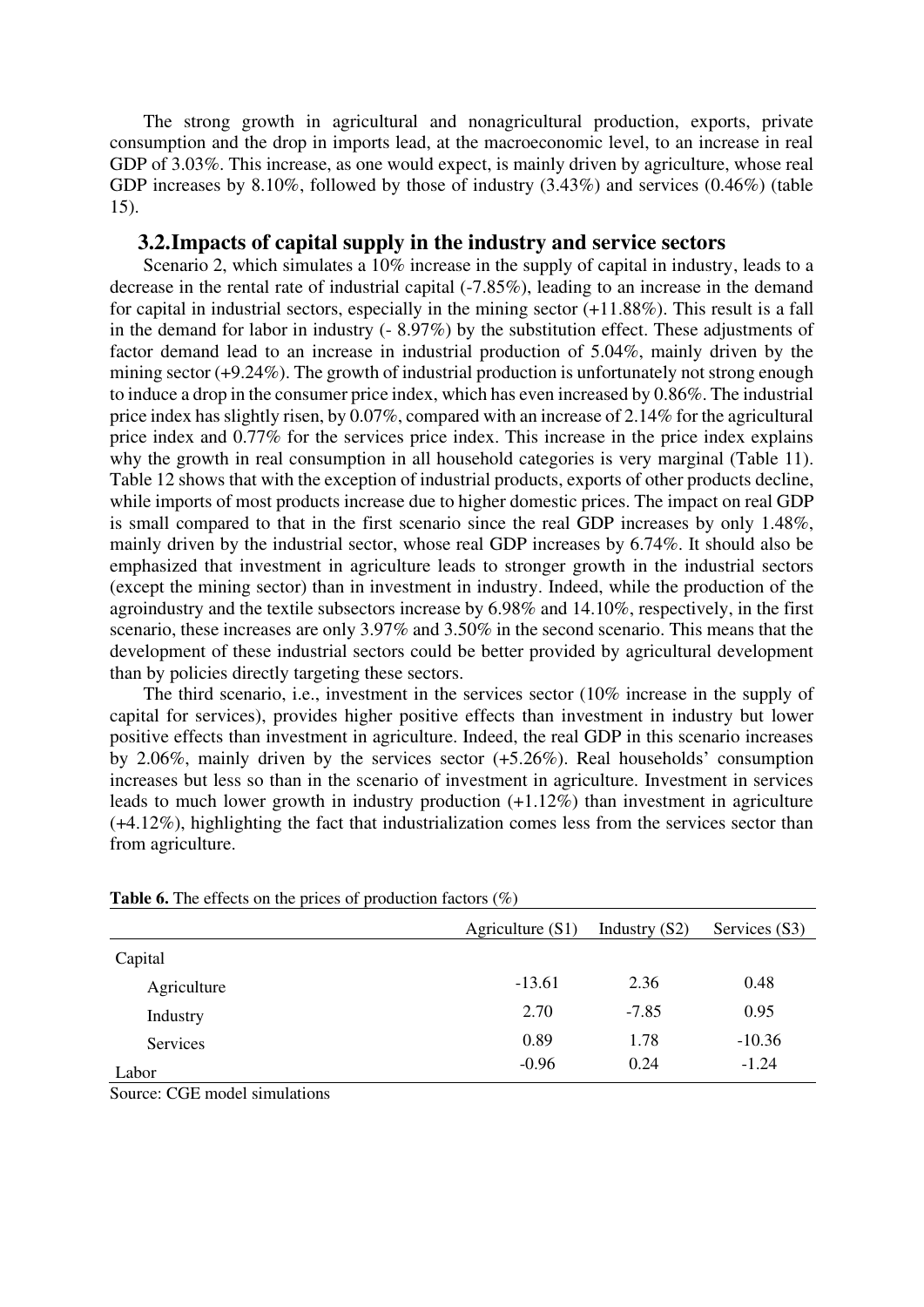The strong growth in agricultural and nonagricultural production, exports, private consumption and the drop in imports lead, at the macroeconomic level, to an increase in real GDP of 3.03%. This increase, as one would expect, is mainly driven by agriculture, whose real GDP increases by 8.10%, followed by those of industry (3.43%) and services (0.46%) (table 15).

## 3.2. Impacts of capital supply in the industry and service sectors

Scenario 2, which simulates a 10% increase in the supply of capital in industry, leads to a decrease in the rental rate of industrial capital (-7.85%), leading to an increase in the demand for capital in industrial sectors, especially in the mining sector (+11.88%). This result is a fall in the demand for labor in industry (- 8.97%) by the substitution effect. These adjustments of factor demand lead to an increase in industrial production of 5.04%, mainly driven by the mining sector (+9.24%). The growth of industrial production is unfortunately not strong enough to induce a drop in the consumer price index, which has even increased by 0.86%. The industrial price index has slightly risen, by 0.07%, compared with an increase of 2.14% for the agricultural price index and 0.77% for the services price index. This increase in the price index explains why the growth in real consumption in all household categories is very marginal (Table 11). Table 12 shows that with the exception of industrial products, exports of other products decline, while imports of most products increase due to higher domestic prices. The impact on real GDP is small compared to that in the first scenario since the real GDP increases by only 1.48%, mainly driven by the industrial sector, whose real GDP increases by 6.74%. It should also be emphasized that investment in agriculture leads to stronger growth in the industrial sectors (except the mining sector) than in investment in industry. Indeed, while the production of the agroindustry and the textile subsectors increase by 6.98% and 14.10%, respectively, in the first scenario, these increases are only 3.97% and 3.50% in the second scenario. This means that the development of these industrial sectors could be better provided by agricultural development than by policies directly targeting these sectors.

The third scenario, i.e., investment in the services sector (10% increase in the supply of capital for services), provides higher positive effects than investment in industry but lower positive effects than investment in agriculture. Indeed, the real GDP in this scenario increases by 2.06%, mainly driven by the services sector (+5.26%). Real households' consumption increases but less so than in the scenario of investment in agriculture. Investment in services leads to much lower growth in industry production (+1.12%) than investment in agriculture (+4.12%), highlighting the fact that industrialization comes less from the services sector than from agriculture.

**Table 6.** The effects on the prices of production factors (%)

| | Agriculture (S1) | Industry (S2) | Services (S3) |
|---|---|---|---|
| Capital | | | |
| Agriculture | -13.61 | 2.36 | 0.48 |
| Industry | 2.70 | -7.85 | 0.95 |
| Services | 0.89 | 1.78 | -10.36 |
| Labor | -0.96 | 0.24 | -1.24 |

Source: CGE model simulations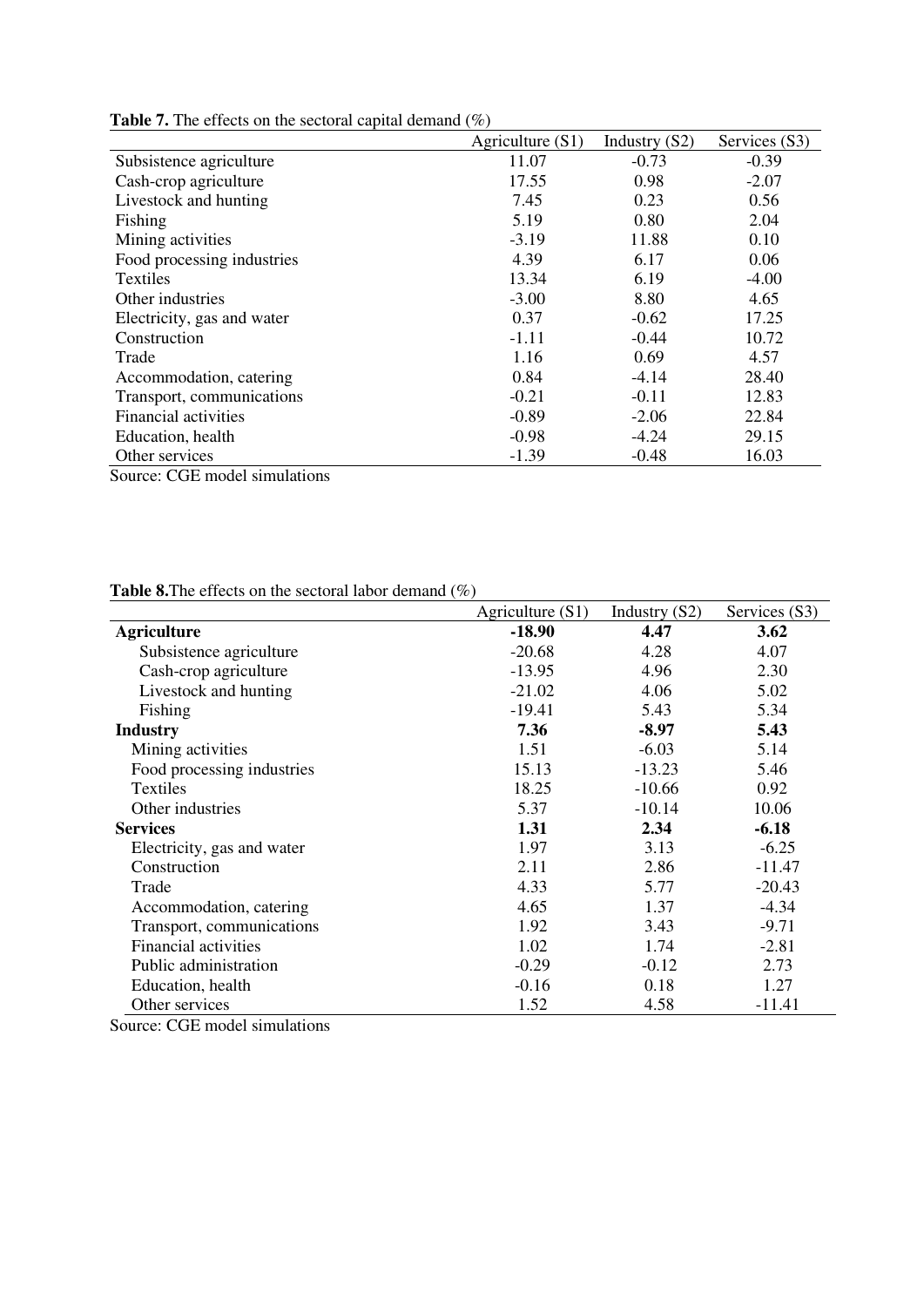**Table 7.** The effects on the sectoral capital demand (%)

| | Agriculture (S1) | Industry (S2) | Services (S3) |
|---|---|---|---|
| Subsistence agriculture | 11.07 | -0.73 | -0.39 |
| Cash-crop agriculture | 17.55 | 0.98 | -2.07 |
| Livestock and hunting | 7.45 | 0.23 | 0.56 |
| Fishing | 5.19 | 0.80 | 2.04 |
| Mining activities | -3.19 | 11.88 | 0.10 |
| Food processing industries | 4.39 | 6.17 | 0.06 |
| Textiles | 13.34 | 6.19 | -4.00 |
| Other industries | -3.00 | 8.80 | 4.65 |
| Electricity, gas and water | 0.37 | -0.62 | 17.25 |
| Construction | -1.11 | -0.44 | 10.72 |
| Trade | 1.16 | 0.69 | 4.57 |
| Accommodation, catering | 0.84 | -4.14 | 28.40 |
| Transport, communications | -0.21 | -0.11 | 12.83 |
| Financial activities | -0.89 | -2.06 | 22.84 |
| Education, health | -0.98 | -4.24 | 29.15 |
| Other services | -1.39 | -0.48 | 16.03 |

Source: CGE model simulations

**Table 8.** The effects on the sectoral labor demand (%)

| | Agriculture (S1) | Industry (S2) | Services (S3) |
|---|---|---|---|
| **Agriculture** | **-18.90** | **4.47** | **3.62** |
| Subsistence agriculture | -20.68 | 4.28 | 4.07 |
| Cash-crop agriculture | -13.95 | 4.96 | 2.30 |
| Livestock and hunting | -21.02 | 4.06 | 5.02 |
| Fishing | -19.41 | 5.43 | 5.34 |
| **Industry** | **7.36** | **-8.97** | **5.43** |
| Mining activities | 1.51 | -6.03 | 5.14 |
| Food processing industries | 15.13 | -13.23 | 5.46 |
| Textiles | 18.25 | -10.66 | 0.92 |
| Other industries | 5.37 | -10.14 | 10.06 |
| **Services** | **1.31** | **2.34** | **-6.18** |
| Electricity, gas and water | 1.97 | 3.13 | -6.25 |
| Construction | 2.11 | 2.86 | -11.47 |
| Trade | 4.33 | 5.77 | -20.43 |
| Accommodation, catering | 4.65 | 1.37 | -4.34 |
| Transport, communications | 1.92 | 3.43 | -9.71 |
| Financial activities | 1.02 | 1.74 | -2.81 |
| Public administration | -0.29 | -0.12 | 2.73 |
| Education, health | -0.16 | 0.18 | 1.27 |
| Other services | 1.52 | 4.58 | -11.41 |

Source: CGE model simulations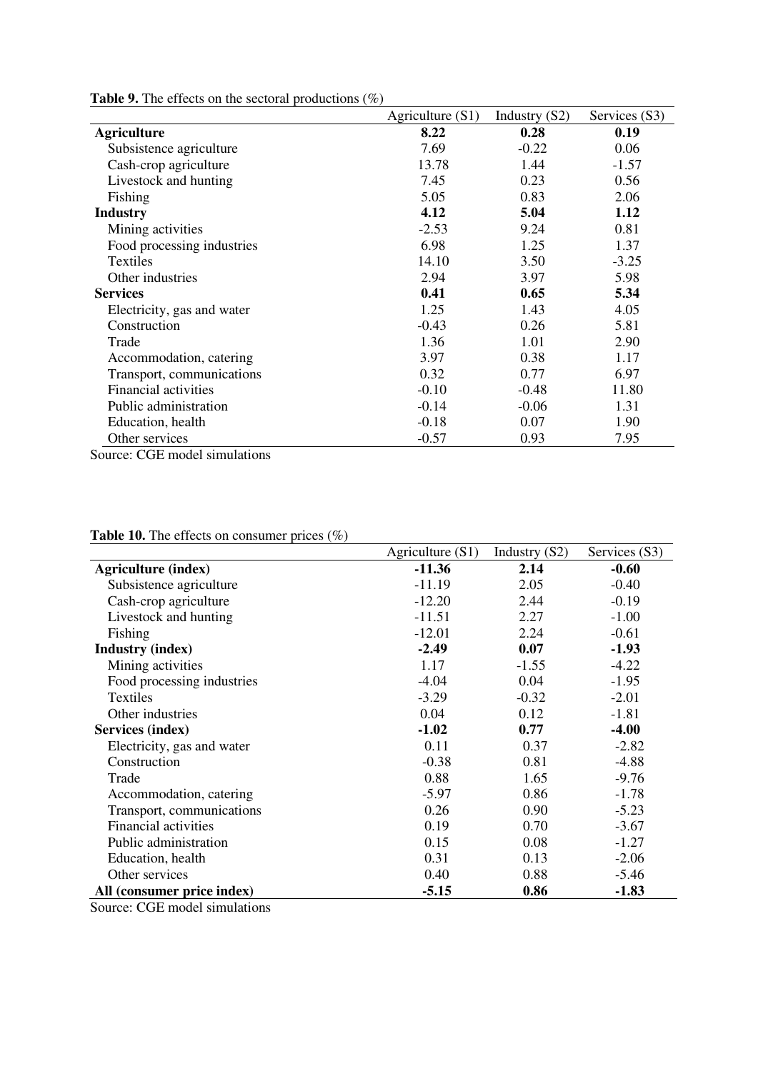**Table 9.** The effects on the sectoral productions (%)

| | Agriculture (S1) | Industry (S2) | Services (S3) |
|---|---|---|---|
| **Agriculture** | **8.22** | **0.28** | **0.19** |
| Subsistence agriculture | 7.69 | -0.22 | 0.06 |
| Cash-crop agriculture | 13.78 | 1.44 | -1.57 |
| Livestock and hunting | 7.45 | 0.23 | 0.56 |
| Fishing | 5.05 | 0.83 | 2.06 |
| **Industry** | **4.12** | **5.04** | **1.12** |
| Mining activities | -2.53 | 9.24 | 0.81 |
| Food processing industries | 6.98 | 1.25 | 1.37 |
| Textiles | 14.10 | 3.50 | -3.25 |
| Other industries | 2.94 | 3.97 | 5.98 |
| **Services** | **0.41** | **0.65** | **5.34** |
| Electricity, gas and water | 1.25 | 1.43 | 4.05 |
| Construction | -0.43 | 0.26 | 5.81 |
| Trade | 1.36 | 1.01 | 2.90 |
| Accommodation, catering | 3.97 | 0.38 | 1.17 |
| Transport, communications | 0.32 | 0.77 | 6.97 |
| Financial activities | -0.10 | -0.48 | 11.80 |
| Public administration | -0.14 | -0.06 | 1.31 |
| Education, health | -0.18 | 0.07 | 1.90 |
| Other services | -0.57 | 0.93 | 7.95 |

Source: CGE model simulations

**Table 10.** The effects on consumer prices (%)

| | Agriculture (S1) | Industry (S2) | Services (S3) |
|---|---|---|---|
| **Agriculture (index)** | **-11.36** | **2.14** | **-0.60** |
| Subsistence agriculture | -11.19 | 2.05 | -0.40 |
| Cash-crop agriculture | -12.20 | 2.44 | -0.19 |
| Livestock and hunting | -11.51 | 2.27 | -1.00 |
| Fishing | -12.01 | 2.24 | -0.61 |
| **Industry (index)** | **-2.49** | **0.07** | **-1.93** |
| Mining activities | 1.17 | -1.55 | -4.22 |
| Food processing industries | -4.04 | 0.04 | -1.95 |
| Textiles | -3.29 | -0.32 | -2.01 |
| Other industries | 0.04 | 0.12 | -1.81 |
| **Services (index)** | **-1.02** | **0.77** | **-4.00** |
| Electricity, gas and water | 0.11 | 0.37 | -2.82 |
| Construction | -0.38 | 0.81 | -4.88 |
| Trade | 0.88 | 1.65 | -9.76 |
| Accommodation, catering | -5.97 | 0.86 | -1.78 |
| Transport, communications | 0.26 | 0.90 | -5.23 |
| Financial activities | 0.19 | 0.70 | -3.67 |
| Public administration | 0.15 | 0.08 | -1.27 |
| Education, health | 0.31 | 0.13 | -2.06 |
| Other services | 0.40 | 0.88 | -5.46 |
| **All (consumer price index)** | **-5.15** | **0.86** | **-1.83** |

Source: CGE model simulations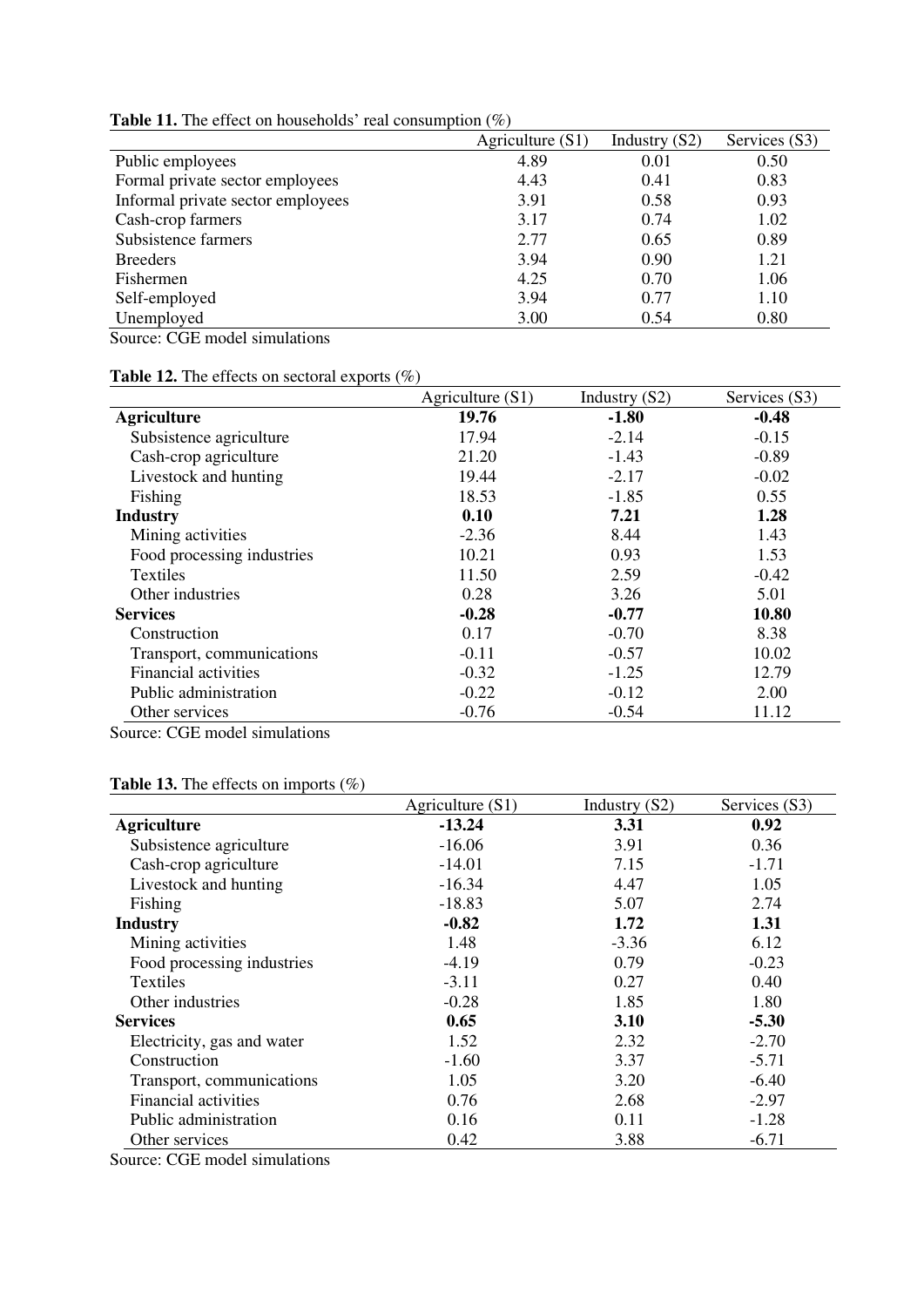**Table 11.** The effect on households' real consumption (%)

| | Agriculture (S1) | Industry (S2) | Services (S3) |
|---|---|---|---|
| Public employees | 4.89 | 0.01 | 0.50 |
| Formal private sector employees | 4.43 | 0.41 | 0.83 |
| Informal private sector employees | 3.91 | 0.58 | 0.93 |
| Cash-crop farmers | 3.17 | 0.74 | 1.02 |
| Subsistence farmers | 2.77 | 0.65 | 0.89 |
| Breeders | 3.94 | 0.90 | 1.21 |
| Fishermen | 4.25 | 0.70 | 1.06 |
| Self-employed | 3.94 | 0.77 | 1.10 |
| Unemployed | 3.00 | 0.54 | 0.80 |

Source: CGE model simulations

**Table 12.** The effects on sectoral exports (%)

| | Agriculture (S1) | Industry (S2) | Services (S3) |
|---|---|---|---|
| **Agriculture** | **19.76** | **-1.80** | **-0.48** |
| Subsistence agriculture | 17.94 | -2.14 | -0.15 |
| Cash-crop agriculture | 21.20 | -1.43 | -0.89 |
| Livestock and hunting | 19.44 | -2.17 | -0.02 |
| Fishing | 18.53 | -1.85 | 0.55 |
| **Industry** | **0.10** | **7.21** | **1.28** |
| Mining activities | -2.36 | 8.44 | 1.43 |
| Food processing industries | 10.21 | 0.93 | 1.53 |
| Textiles | 11.50 | 2.59 | -0.42 |
| Other industries | 0.28 | 3.26 | 5.01 |
| **Services** | **-0.28** | **-0.77** | **10.80** |
| Construction | 0.17 | -0.70 | 8.38 |
| Transport, communications | -0.11 | -0.57 | 10.02 |
| Financial activities | -0.32 | -1.25 | 12.79 |
| Public administration | -0.22 | -0.12 | 2.00 |
| Other services | -0.76 | -0.54 | 11.12 |

Source: CGE model simulations

**Table 13.** The effects on imports (%)

| | Agriculture (S1) | Industry (S2) | Services (S3) |
|---|---|---|---|
| **Agriculture** | **-13.24** | **3.31** | **0.92** |
| Subsistence agriculture | -16.06 | 3.91 | 0.36 |
| Cash-crop agriculture | -14.01 | 7.15 | -1.71 |
| Livestock and hunting | -16.34 | 4.47 | 1.05 |
| Fishing | -18.83 | 5.07 | 2.74 |
| **Industry** | **-0.82** | **1.72** | **1.31** |
| Mining activities | 1.48 | -3.36 | 6.12 |
| Food processing industries | -4.19 | 0.79 | -0.23 |
| Textiles | -3.11 | 0.27 | 0.40 |
| Other industries | -0.28 | 1.85 | 1.80 |
| **Services** | **0.65** | **3.10** | **-5.30** |
| Electricity, gas and water | 1.52 | 2.32 | -2.70 |
| Construction | -1.60 | 3.37 | -5.71 |
| Transport, communications | 1.05 | 3.20 | -6.40 |
| Financial activities | 0.76 | 2.68 | -2.97 |
| Public administration | 0.16 | 0.11 | -1.28 |
| Other services | 0.42 | 3.88 | -6.71 |

Source: CGE model simulations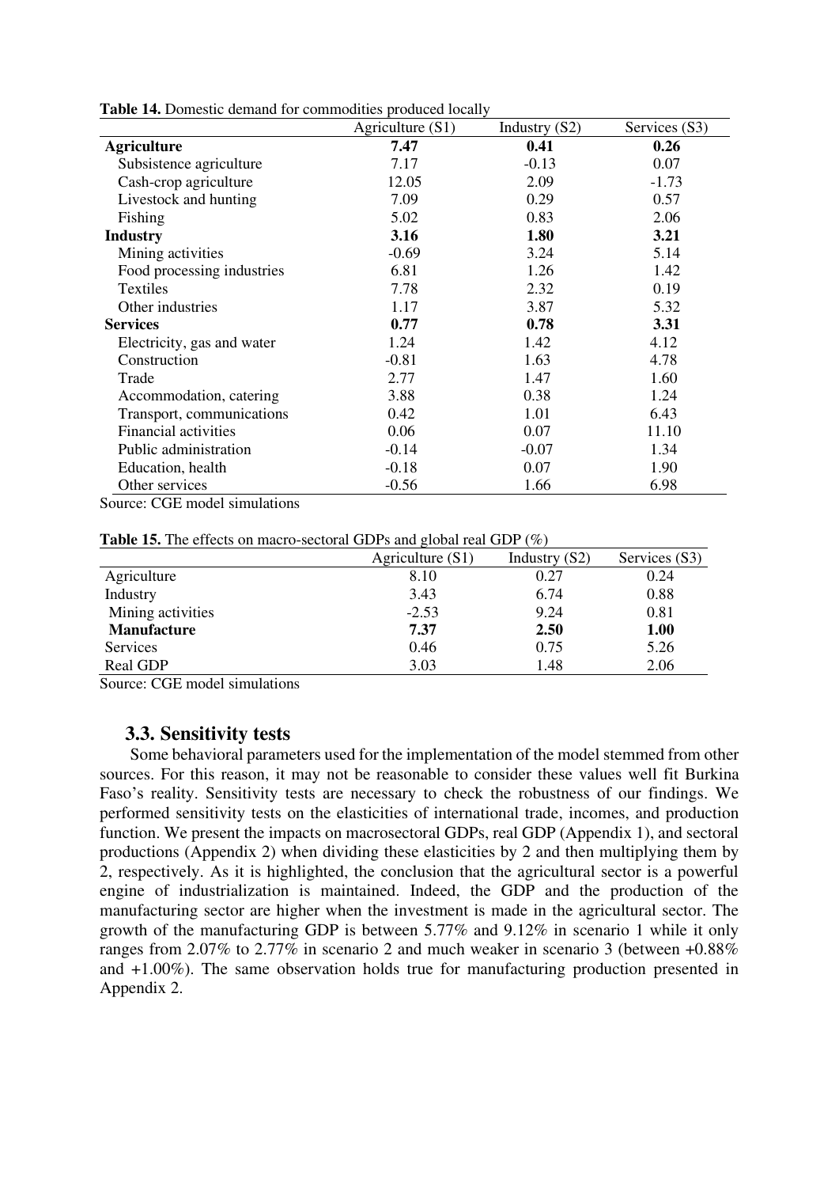**Table 14.** Domestic demand for commodities produced locally

| | Agriculture (S1) | Industry (S2) | Services (S3) |
|---|---|---|---|
| **Agriculture** | **7.47** | **0.41** | **0.26** |
| Subsistence agriculture | 7.17 | -0.13 | 0.07 |
| Cash-crop agriculture | 12.05 | 2.09 | -1.73 |
| Livestock and hunting | 7.09 | 0.29 | 0.57 |
| Fishing | 5.02 | 0.83 | 2.06 |
| **Industry** | **3.16** | **1.80** | **3.21** |
| Mining activities | -0.69 | 3.24 | 5.14 |
| Food processing industries | 6.81 | 1.26 | 1.42 |
| Textiles | 7.78 | 2.32 | 0.19 |
| Other industries | 1.17 | 3.87 | 5.32 |
| **Services** | **0.77** | **0.78** | **3.31** |
| Electricity, gas and water | 1.24 | 1.42 | 4.12 |
| Construction | -0.81 | 1.63 | 4.78 |
| Trade | 2.77 | 1.47 | 1.60 |
| Accommodation, catering | 3.88 | 0.38 | 1.24 |
| Transport, communications | 0.42 | 1.01 | 6.43 |
| Financial activities | 0.06 | 0.07 | 11.10 |
| Public administration | -0.14 | -0.07 | 1.34 |
| Education, health | -0.18 | 0.07 | 1.90 |
| Other services | -0.56 | 1.66 | 6.98 |

Source: CGE model simulations

**Table 15.** The effects on macro-sectoral GDPs and global real GDP (%)

| | Agriculture (S1) | Industry (S2) | Services (S3) |
|---|---|---|---|
| Agriculture | 8.10 | 0.27 | 0.24 |
| Industry | 3.43 | 6.74 | 0.88 |
| Mining activities | -2.53 | 9.24 | 0.81 |
| **Manufacture** | **7.37** | **2.50** | **1.00** |
| Services | 0.46 | 0.75 | 5.26 |
| Real GDP | 3.03 | 1.48 | 2.06 |

Source: CGE model simulations

### 3.3. Sensitivity tests

Some behavioral parameters used for the implementation of the model stemmed from other sources. For this reason, it may not be reasonable to consider these values well fit Burkina Faso's reality. Sensitivity tests are necessary to check the robustness of our findings. We performed sensitivity tests on the elasticities of international trade, incomes, and production function. We present the impacts on macrosectoral GDPs, real GDP (Appendix 1), and sectoral productions (Appendix 2) when dividing these elasticities by 2 and then multiplying them by 2, respectively. As it is highlighted, the conclusion that the agricultural sector is a powerful engine of industrialization is maintained. Indeed, the GDP and the production of the manufacturing sector are higher when the investment is made in the agricultural sector. The growth of the manufacturing GDP is between 5.77% and 9.12% in scenario 1 while it only ranges from 2.07% to 2.77% in scenario 2 and much weaker in scenario 3 (between +0.88% and +1.00%). The same observation holds true for manufacturing production presented in Appendix 2.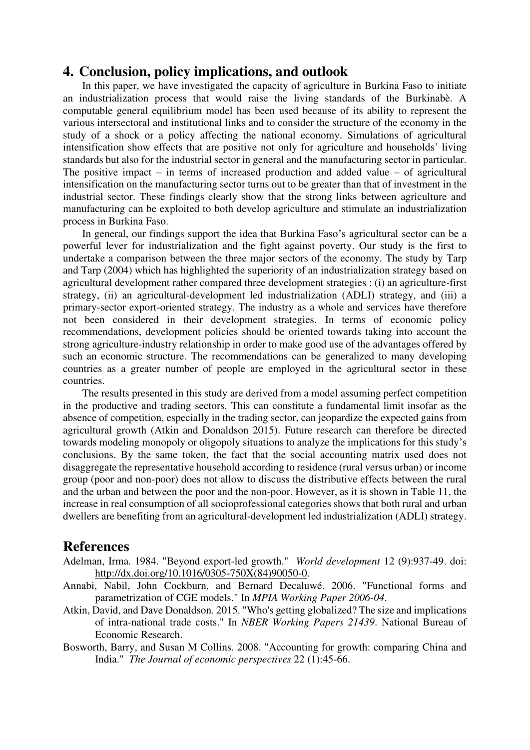# 4. Conclusion, policy implications, and outlook

In this paper, we have investigated the capacity of agriculture in Burkina Faso to initiate an industrialization process that would raise the living standards of the Burkinabè. A computable general equilibrium model has been used because of its ability to represent the various intersectoral and institutional links and to consider the structure of the economy in the study of a shock or a policy affecting the national economy. Simulations of agricultural intensification show effects that are positive not only for agriculture and households' living standards but also for the industrial sector in general and the manufacturing sector in particular. The positive impact – in terms of increased production and added value – of agricultural intensification on the manufacturing sector turns out to be greater than that of investment in the industrial sector. These findings clearly show that the strong links between agriculture and manufacturing can be exploited to both develop agriculture and stimulate an industrialization process in Burkina Faso.

In general, our findings support the idea that Burkina Faso's agricultural sector can be a powerful lever for industrialization and the fight against poverty. Our study is the first to undertake a comparison between the three major sectors of the economy. The study by Tarp and Tarp (2004) which has highlighted the superiority of an industrialization strategy based on agricultural development rather compared three development strategies : (i) an agriculture-first strategy, (ii) an agricultural-development led industrialization (ADLI) strategy, and (iii) a primary-sector export-oriented strategy. The industry as a whole and services have therefore not been considered in their development strategies. In terms of economic policy recommendations, development policies should be oriented towards taking into account the strong agriculture-industry relationship in order to make good use of the advantages offered by such an economic structure. The recommendations can be generalized to many developing countries as a greater number of people are employed in the agricultural sector in these countries.

The results presented in this study are derived from a model assuming perfect competition in the productive and trading sectors. This can constitute a fundamental limit insofar as the absence of competition, especially in the trading sector, can jeopardize the expected gains from agricultural growth (Atkin and Donaldson 2015). Future research can therefore be directed towards modeling monopoly or oligopoly situations to analyze the implications for this study's conclusions. By the same token, the fact that the social accounting matrix used does not disaggregate the representative household according to residence (rural versus urban) or income group (poor and non-poor) does not allow to discuss the distributive effects between the rural and the urban and between the poor and the non-poor. However, as it is shown in Table 11, the increase in real consumption of all socioprofessional categories shows that both rural and urban dwellers are benefiting from an agricultural-development led industrialization (ADLI) strategy.

# References

Adelman, Irma. 1984. "Beyond export-led growth." *World development* 12 (9):937-49. doi: http://dx.doi.org/10.1016/0305-750X(84)90050-0.

Annabi, Nabil, John Cockburn, and Bernard Decaluwé. 2006. "Functional forms and parametrization of CGE models." In *MPIA Working Paper 2006-04*.

Atkin, David, and Dave Donaldson. 2015. "Who's getting globalized? The size and implications of intra-national trade costs." In *NBER Working Papers 21439*. National Bureau of Economic Research.

Bosworth, Barry, and Susan M Collins. 2008. "Accounting for growth: comparing China and India." *The Journal of economic perspectives* 22 (1):45-66.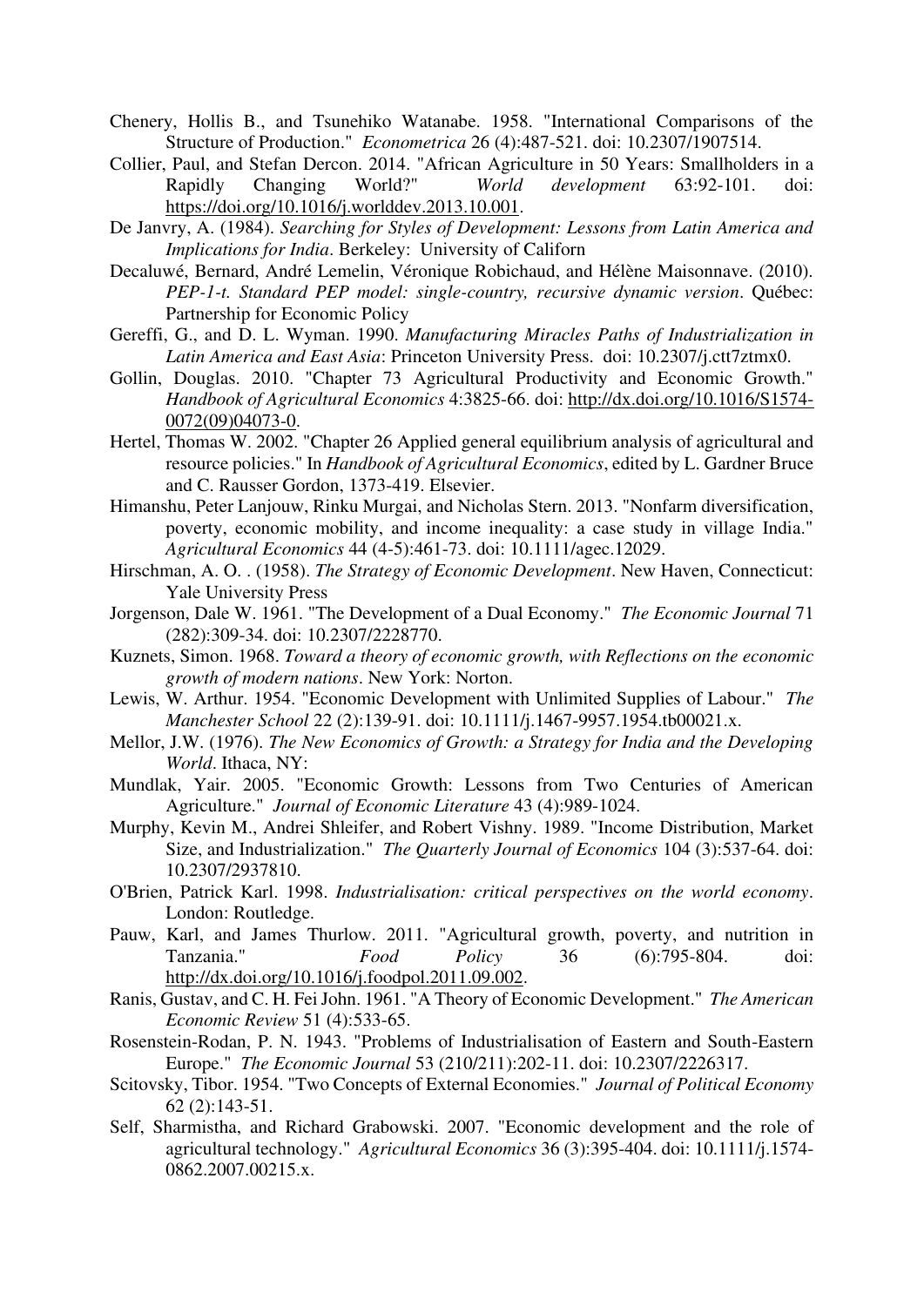Chenery, Hollis B., and Tsunehiko Watanabe. 1958. "International Comparisons of the Structure of Production." *Econometrica* 26 (4):487-521. doi: 10.2307/1907514.

Collier, Paul, and Stefan Dercon. 2014. "African Agriculture in 50 Years: Smallholders in a Rapidly Changing World?" *World development* 63:92-101. doi: https://doi.org/10.1016/j.worlddev.2013.10.001.

De Janvry, A. (1984). *Searching for Styles of Development: Lessons from Latin America and Implications for India*. Berkeley: University of Californ

Decaluwé, Bernard, André Lemelin, Véronique Robichaud, and Hélène Maisonnave. (2010). *PEP-1-t. Standard PEP model: single-country, recursive dynamic version*. Québec: Partnership for Economic Policy

Gereffi, G., and D. L. Wyman. 1990. *Manufacturing Miracles Paths of Industrialization in Latin America and East Asia*: Princeton University Press. doi: 10.2307/j.ctt7ztmx0.

Gollin, Douglas. 2010. "Chapter 73 Agricultural Productivity and Economic Growth." *Handbook of Agricultural Economics* 4:3825-66. doi: http://dx.doi.org/10.1016/S1574-0072(09)04073-0.

Hertel, Thomas W. 2002. "Chapter 26 Applied general equilibrium analysis of agricultural and resource policies." In *Handbook of Agricultural Economics*, edited by L. Gardner Bruce and C. Rausser Gordon, 1373-419. Elsevier.

Himanshu, Peter Lanjouw, Rinku Murgai, and Nicholas Stern. 2013. "Nonfarm diversification, poverty, economic mobility, and income inequality: a case study in village India." *Agricultural Economics* 44 (4-5):461-73. doi: 10.1111/agec.12029.

Hirschman, A. O. . (1958). *The Strategy of Economic Development*. New Haven, Connecticut: Yale University Press

Jorgenson, Dale W. 1961. "The Development of a Dual Economy." *The Economic Journal* 71 (282):309-34. doi: 10.2307/2228770.

Kuznets, Simon. 1968. *Toward a theory of economic growth, with Reflections on the economic growth of modern nations*. New York: Norton.

Lewis, W. Arthur. 1954. "Economic Development with Unlimited Supplies of Labour." *The Manchester School* 22 (2):139-91. doi: 10.1111/j.1467-9957.1954.tb00021.x.

Mellor, J.W. (1976). *The New Economics of Growth: a Strategy for India and the Developing World*. Ithaca, NY:

Mundlak, Yair. 2005. "Economic Growth: Lessons from Two Centuries of American Agriculture." *Journal of Economic Literature* 43 (4):989-1024.

Murphy, Kevin M., Andrei Shleifer, and Robert Vishny. 1989. "Income Distribution, Market Size, and Industrialization." *The Quarterly Journal of Economics* 104 (3):537-64. doi: 10.2307/2937810.

O'Brien, Patrick Karl. 1998. *Industrialisation: critical perspectives on the world economy*. London: Routledge.

Pauw, Karl, and James Thurlow. 2011. "Agricultural growth, poverty, and nutrition in Tanzania." *Food Policy* 36 (6):795-804. doi: http://dx.doi.org/10.1016/j.foodpol.2011.09.002.

Ranis, Gustav, and C. H. Fei John. 1961. "A Theory of Economic Development." *The American Economic Review* 51 (4):533-65.

Rosenstein-Rodan, P. N. 1943. "Problems of Industrialisation of Eastern and South-Eastern Europe." *The Economic Journal* 53 (210/211):202-11. doi: 10.2307/2226317.

Scitovsky, Tibor. 1954. "Two Concepts of External Economies." *Journal of Political Economy* 62 (2):143-51.

Self, Sharmistha, and Richard Grabowski. 2007. "Economic development and the role of agricultural technology." *Agricultural Economics* 36 (3):395-404. doi: 10.1111/j.1574-0862.2007.00215.x.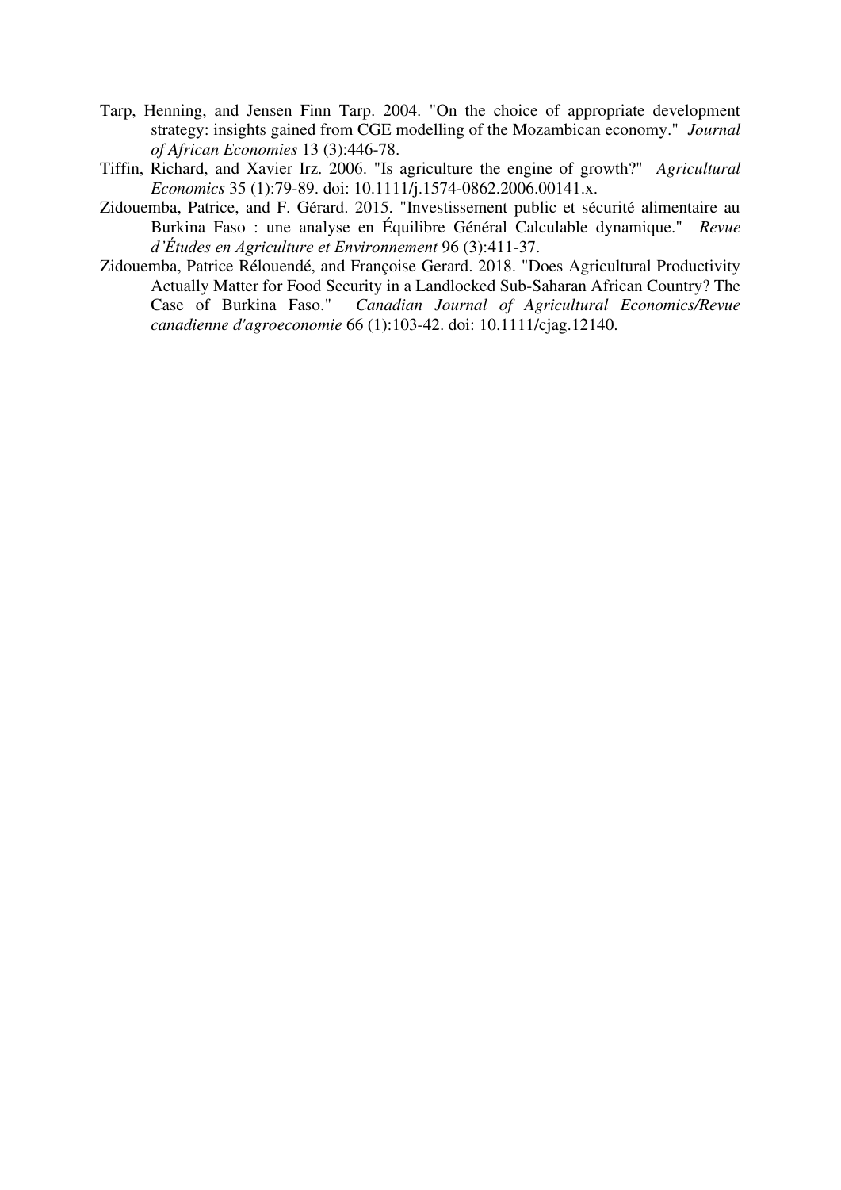Tarp, Henning, and Jensen Finn Tarp. 2004. "On the choice of appropriate development strategy: insights gained from CGE modelling of the Mozambican economy." *Journal of African Economies* 13 (3):446-78.

Tiffin, Richard, and Xavier Irz. 2006. "Is agriculture the engine of growth?" *Agricultural Economics* 35 (1):79-89. doi: 10.1111/j.1574-0862.2006.00141.x.

Zidouemba, Patrice, and F. Gérard. 2015. "Investissement public et sécurité alimentaire au Burkina Faso : une analyse en Équilibre Général Calculable dynamique." *Revue d'Études en Agriculture et Environnement* 96 (3):411-37.

Zidouemba, Patrice Rélouendé, and Françoise Gerard. 2018. "Does Agricultural Productivity Actually Matter for Food Security in a Landlocked Sub-Saharan African Country? The Case of Burkina Faso." *Canadian Journal of Agricultural Economics/Revue canadienne d'agroeconomie* 66 (1):103-42. doi: 10.1111/cjag.12140.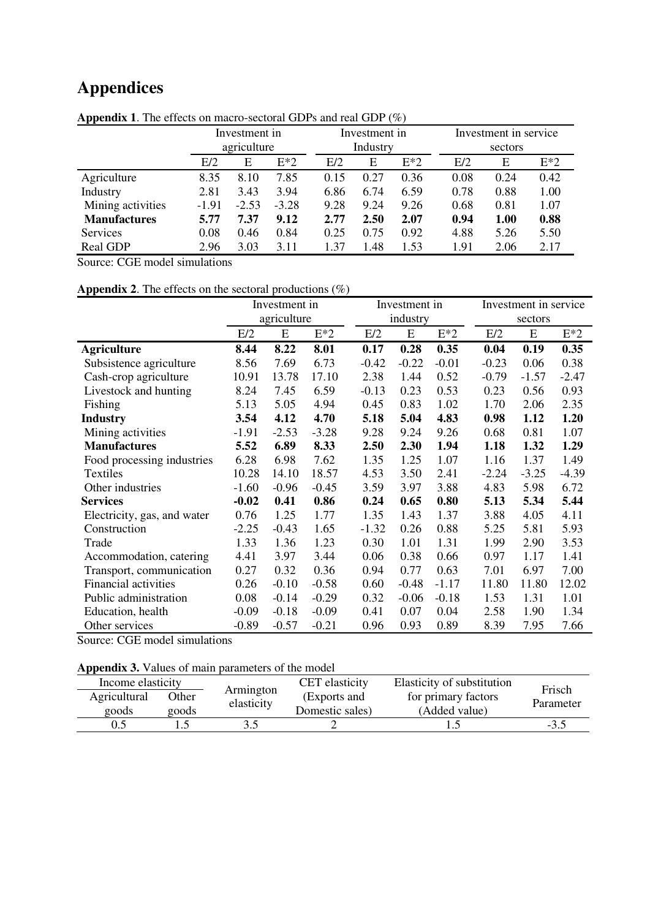# Appendices

**Appendix 1**. The effects on macro-sectoral GDPs and real GDP (%)

| | Investment in agriculture | | | Investment in Industry | | | Investment in service sectors | | |
|---|---|---|---|---|---|---|---|---|---|
| | E/2 | E | E*2 | E/2 | E | E*2 | E/2 | E | E*2 |
| Agriculture | 8.35 | 8.10 | 7.85 | 0.15 | 0.27 | 0.36 | 0.08 | 0.24 | 0.42 |
| Industry | 2.81 | 3.43 | 3.94 | 6.86 | 6.74 | 6.59 | 0.78 | 0.88 | 1.00 |
| Mining activities | -1.91 | -2.53 | -3.28 | 9.28 | 9.24 | 9.26 | 0.68 | 0.81 | 1.07 |
| **Manufactures** | **5.77** | **7.37** | **9.12** | **2.77** | **2.50** | **2.07** | **0.94** | **1.00** | **0.88** |
| Services | 0.08 | 0.46 | 0.84 | 0.25 | 0.75 | 0.92 | 4.88 | 5.26 | 5.50 |
| Real GDP | 2.96 | 3.03 | 3.11 | 1.37 | 1.48 | 1.53 | 1.91 | 2.06 | 2.17 |

Source: CGE model simulations

**Appendix 2**. The effects on the sectoral productions (%)

| | Investment in agriculture | | | Investment in industry | | | Investment in service sectors | | |
|---|---|---|---|---|---|---|---|---|---|
| | E/2 | E | E*2 | E/2 | E | E*2 | E/2 | E | E*2 |
| **Agriculture** | **8.44** | **8.22** | **8.01** | **0.17** | **0.28** | **0.35** | **0.04** | **0.19** | **0.35** |
| Subsistence agriculture | 8.56 | 7.69 | 6.73 | -0.42 | -0.22 | -0.01 | -0.23 | 0.06 | 0.38 |
| Cash-crop agriculture | 10.91 | 13.78 | 17.10 | 2.38 | 1.44 | 0.52 | -0.79 | -1.57 | -2.47 |
| Livestock and hunting | 8.24 | 7.45 | 6.59 | -0.13 | 0.23 | 0.53 | 0.23 | 0.56 | 0.93 |
| Fishing | 5.13 | 5.05 | 4.94 | 0.45 | 0.83 | 1.02 | 1.70 | 2.06 | 2.35 |
| **Industry** | **3.54** | **4.12** | **4.70** | **5.18** | **5.04** | **4.83** | **0.98** | **1.12** | **1.20** |
| Mining activities | -1.91 | -2.53 | -3.28 | 9.28 | 9.24 | 9.26 | 0.68 | 0.81 | 1.07 |
| **Manufactures** | **5.52** | **6.89** | **8.33** | **2.50** | **2.30** | **1.94** | **1.18** | **1.32** | **1.29** |
| Food processing industries | 6.28 | 6.98 | 7.62 | 1.35 | 1.25 | 1.07 | 1.16 | 1.37 | 1.49 |
| Textiles | 10.28 | 14.10 | 18.57 | 4.53 | 3.50 | 2.41 | -2.24 | -3.25 | -4.39 |
| Other industries | -1.60 | -0.96 | -0.45 | 3.59 | 3.97 | 3.88 | 4.83 | 5.98 | 6.72 |
| **Services** | **-0.02** | **0.41** | **0.86** | **0.24** | **0.65** | **0.80** | **5.13** | **5.34** | **5.44** |
| Electricity, gas, and water | 0.76 | 1.25 | 1.77 | 1.35 | 1.43 | 1.37 | 3.88 | 4.05 | 4.11 |
| Construction | -2.25 | -0.43 | 1.65 | -1.32 | 0.26 | 0.88 | 5.25 | 5.81 | 5.93 |
| Trade | 1.33 | 1.36 | 1.23 | 0.30 | 1.01 | 1.31 | 1.99 | 2.90 | 3.53 |
| Accommodation, catering | 4.41 | 3.97 | 3.44 | 0.06 | 0.38 | 0.66 | 0.97 | 1.17 | 1.41 |
| Transport, communication | 0.27 | 0.32 | 0.36 | 0.94 | 0.77 | 0.63 | 7.01 | 6.97 | 7.00 |
| Financial activities | 0.26 | -0.10 | -0.58 | 0.60 | -0.48 | -1.17 | 11.80 | 11.80 | 12.02 |
| Public administration | 0.08 | -0.14 | -0.29 | 0.32 | -0.06 | -0.18 | 1.53 | 1.31 | 1.01 |
| Education, health | -0.09 | -0.18 | -0.09 | 0.41 | 0.07 | 0.04 | 2.58 | 1.90 | 1.34 |
| Other services | -0.89 | -0.57 | -0.21 | 0.96 | 0.93 | 0.89 | 8.39 | 7.95 | 7.66 |

Source: CGE model simulations

**Appendix 3.** Values of main parameters of the model

| Income elasticity | | Armington elasticity | CET elasticity (Exports and Domestic sales) | Elasticity of substitution for primary factors (Added value) | Frisch Parameter |
|---|---|---|---|---|---|
| Agricultural goods | Other goods | | | | |
| 0.5 | 1.5 | 3.5 | 2 | 1.5 | -3.5 |